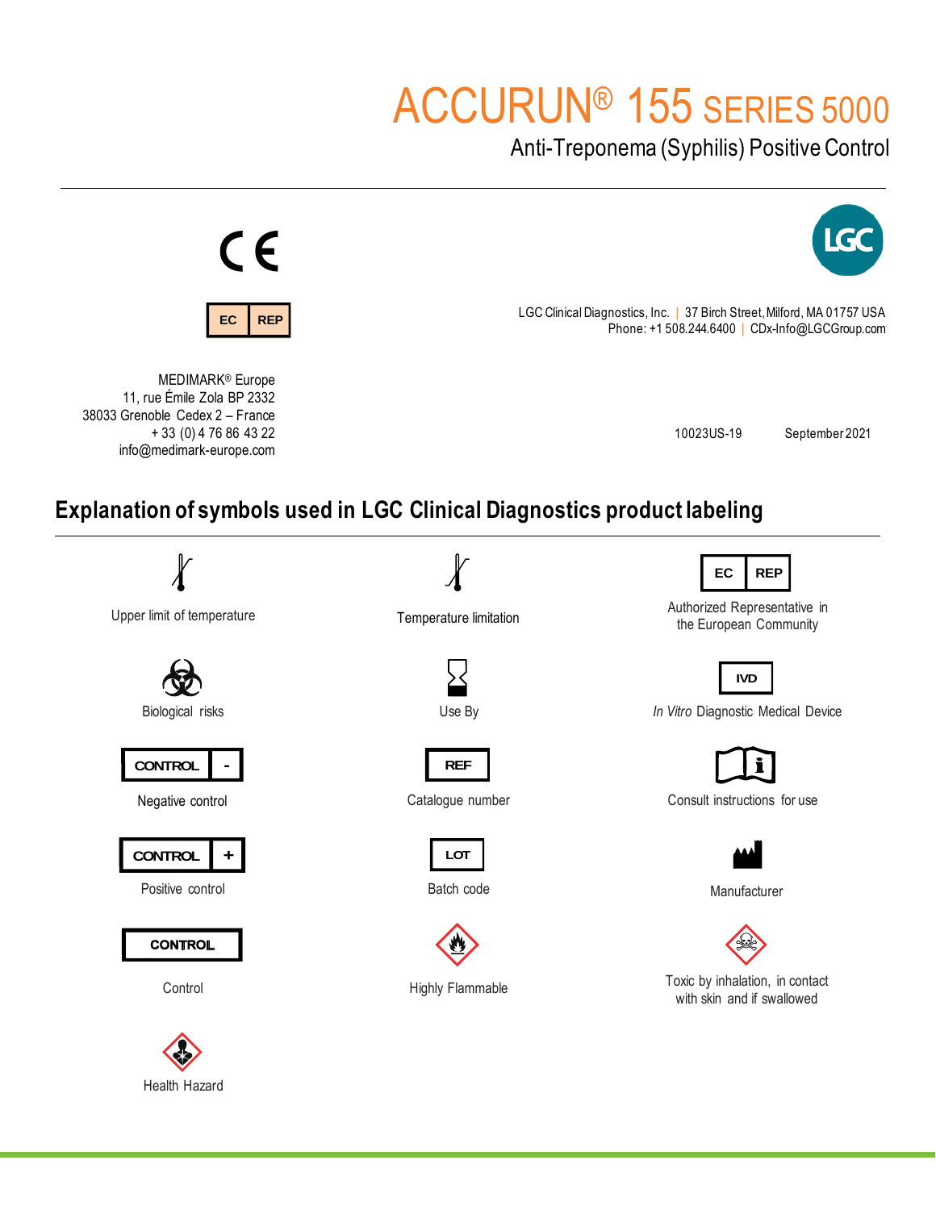# ACCURUN® 155 SERIES 5000

## Anti-Treponema (Syphilis) Positive Control

EC REP

MEDIMARK® Europe
11, rue Émile Zola BP 2332
38033 Grenoble Cedex 2 – France
+ 33 (0) 4 76 86 43 22
info@medimark-europe.com

LGC Clinical Diagnostics, Inc. | 37 Birch Street, Milford, MA 01757 USA
Phone: +1 508.244.6400 | CDx-Info@LGCGroup.com

10023US-19 September 2021

## Explanation of symbols used in LGC Clinical Diagnostics product labeling

| | | |
|---|---|---|
| Upper limit of temperature | Temperature limitation | EC REP<br>Authorized Representative in the European Community |
| Biological risks | Use By | IVD<br>*In Vitro* Diagnostic Medical Device |
| CONTROL -<br>Negative control | REF<br>Catalogue number | Consult instructions for use |
| CONTROL +<br>Positive control | LOT<br>Batch code | Manufacturer |
| CONTROL<br>Control | Highly Flammable | Toxic by inhalation, in contact with skin and if swallowed |
| Health Hazard | | |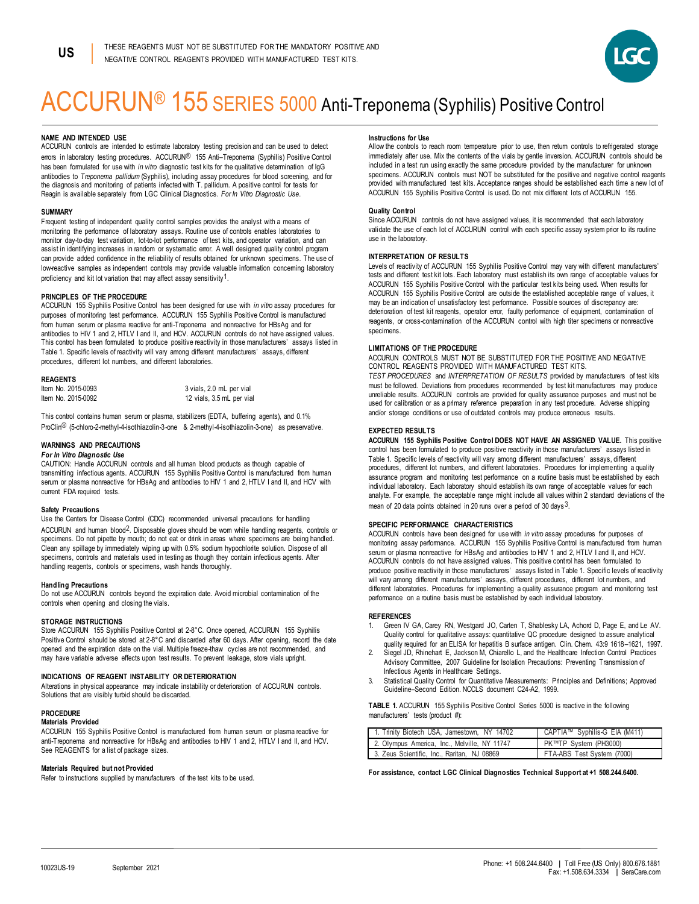US | THESE REAGENTS MUST NOT BE SUBSTITUTED FOR THE MANDATORY POSITIVE AND NEGATIVE CONTROL REAGENTS PROVIDED WITH MANUFACTURED TEST KITS.

# ACCURUN® 155 SERIES 5000 Anti-Treponema (Syphilis) Positive Control

## NAME AND INTENDED USE

ACCURUN controls are intended to estimate laboratory testing precision and can be used to detect errors in laboratory testing procedures. ACCURUN® 155 Anti–Treponema (Syphilis) Positive Control has been formulated for use with *in vitro* diagnostic test kits for the qualitative determination of IgG antibodies to *Treponema pallidum* (Syphilis), including assay procedures for blood screening, and for the diagnosis and monitoring of patients infected with T. pallidum. A positive control for tests for Reagin is available separately from LGC Clinical Diagnostics. *For In Vitro Diagnostic Use*.

## SUMMARY

Frequent testing of independent quality control samples provides the analyst with a means of monitoring the performance of laboratory assays. Routine use of controls enables laboratories to monitor day-to-day test variation, lot-to-lot performance of test kits, and operator variation, and can assist in identifying increases in random or systematic error. A well designed quality control program can provide added confidence in the reliability of results obtained for unknown specimens. The use of low-reactive samples as independent controls may provide valuable information concerning laboratory proficiency and kit lot variation that may affect assay sensitivity[1].

## PRINCIPLES OF THE PROCEDURE

ACCURUN 155 Syphilis Positive Control has been designed for use with *in vitro* assay procedures for purposes of monitoring test performance. ACCURUN 155 Syphilis Positive Control is manufactured from human serum or plasma reactive for anti-Treponema and nonreactive for HBsAg and for antibodies to HIV 1 and 2, HTLV I and II, and HCV. ACCURUN controls do not have assigned values. This control has been formulated to produce positive reactivity in those manufacturers' assays listed in Table 1. Specific levels of reactivity will vary among different manufacturers' assays, different procedures, different lot numbers, and different laboratories.

## REAGENTS

| | |
|---|---|
| Item No. 2015-0093 | 3 vials, 2.0 mL per vial |
| Item No. 2015-0092 | 12 vials, 3.5 mL per vial |

This control contains human serum or plasma, stabilizers (EDTA, buffering agents), and 0.1% ProClin® (5-chloro-2-methyl-4-isothiazolin-3-one & 2-methyl-4-isothiazolin-3-one) as preservative.

## WARNINGS AND PRECAUTIONS

***For In Vitro Diagnostic Use***

CAUTION: Handle ACCURUN controls and all human blood products as though capable of transmitting infectious agents. ACCURUN 155 Syphilis Positive Control is manufactured from human serum or plasma nonreactive for HBsAg and antibodies to HIV 1 and 2, HTLV I and II, and HCV with current FDA required tests.

### Safety Precautions

Use the Centers for Disease Control (CDC) recommended universal precautions for handling ACCURUN and human blood[2]. Disposable gloves should be worn while handling reagents, controls or specimens. Do not pipette by mouth; do not eat or drink in areas where specimens are being handled. Clean any spillage by immediately wiping up with 0.5% sodium hypochlorite solution. Dispose of all specimens, controls and materials used in testing as though they contain infectious agents. After handling reagents, controls or specimens, wash hands thoroughly.

### Handling Precautions

Do not use ACCURUN controls beyond the expiration date. Avoid microbial contamination of the controls when opening and closing the vials.

## STORAGE INSTRUCTIONS

Store ACCURUN 155 Syphilis Positive Control at 2-8°C. Once opened, ACCURUN 155 Syphilis Positive Control should be stored at 2-8°C and discarded after 60 days. After opening, record the date opened and the expiration date on the vial. Multiple freeze-thaw cycles are not recommended, and may have variable adverse effects upon test results. To prevent leakage, store vials upright.

## INDICATIONS OF REAGENT INSTABILITY OR DETERIORATION

Alterations in physical appearance may indicate instability or deterioration of ACCURUN controls. Solutions that are visibly turbid should be discarded.

## PROCEDURE

### Materials Provided

ACCURUN 155 Syphilis Positive Control is manufactured from human serum or plasma reactive for anti-Treponema and nonreactive for HBsAg and antibodies to HIV 1 and 2, HTLV I and II, and HCV. See REAGENTS for a list of package sizes.

### Materials Required but not Provided

Refer to instructions supplied by manufacturers of the test kits to be used.

### Instructions for Use

Allow the controls to reach room temperature prior to use, then return controls to refrigerated storage immediately after use. Mix the contents of the vials by gentle inversion. ACCURUN controls should be included in a test run using exactly the same procedure provided by the manufacturer for unknown specimens. ACCURUN controls must NOT be substituted for the positive and negative control reagents provided with manufactured test kits. Acceptance ranges should be established each time a new lot of ACCURUN 155 Syphilis Positive Control is used. Do not mix different lots of ACCURUN 155.

### Quality Control

Since ACCURUN controls do not have assigned values, it is recommended that each laboratory validate the use of each lot of ACCURUN control with each specific assay system prior to its routine use in the laboratory.

## INTERPRETATION OF RESULTS

Levels of reactivity of ACCURUN 155 Syphilis Positive Control may vary with different manufacturers' tests and different test kit lots. Each laboratory must establish its own range of acceptable values for ACCURUN 155 Syphilis Positive Control with the particular test kits being used. When results for ACCURUN 155 Syphilis Positive Control are outside the established acceptable range of values, it may be an indication of unsatisfactory test performance. Possible sources of discrepancy are: deterioration of test kit reagents, operator error, faulty performance of equipment, contamination of reagents, or cross-contamination of the ACCURUN control with high titer specimens or nonreactive specimens.

## LIMITATIONS OF THE PROCEDURE

ACCURUN CONTROLS MUST NOT BE SUBSTITUTED FOR THE POSITIVE AND NEGATIVE CONTROL REAGENTS PROVIDED WITH MANUFACTURED TEST KITS.

*TEST PROCEDURES* and *INTERPRETATION OF RESULTS* provided by manufacturers of test kits must be followed. Deviations from procedures recommended by test kit manufacturers may produce unreliable results. ACCURUN controls are provided for quality assurance purposes and must not be used for calibration or as a primary reference preparation in any test procedure. Adverse shipping and/or storage conditions or use of outdated controls may produce erroneous results.

## EXPECTED RESULTS

**ACCURUN 155 Syphilis Positive Control DOES NOT HAVE AN ASSIGNED VALUE.** This positive control has been formulated to produce positive reactivity in those manufacturers' assays listed in Table 1. Specific levels of reactivity will vary among different manufacturers' assays, different procedures, different lot numbers, and different laboratories. Procedures for implementing a quality assurance program and monitoring test performance on a routine basis must be established by each individual laboratory. Each laboratory should establish its own range of acceptable values for each analyte. For example, the acceptable range might include all values within 2 standard deviations of the mean of 20 data points obtained in 20 runs over a period of 30 days[3].

## SPECIFIC PERFORMANCE CHARACTERISTICS

ACCURUN controls have been designed for use with *in vitro* assay procedures for purposes of monitoring assay performance. ACCURUN 155 Syphilis Positive Control is manufactured from human serum or plasma nonreactive for HBsAg and antibodies to HIV 1 and 2, HTLV I and II, and HCV. ACCURUN controls do not have assigned values. This positive control has been formulated to produce positive reactivity in those manufacturers' assays listed in Table 1. Specific levels of reactivity will vary among different manufacturers' assays, different procedures, different lot numbers, and different laboratories. Procedures for implementing a quality assurance program and monitoring test performance on a routine basis must be established by each individual laboratory.

## REFERENCES

1. Green IV GA, Carey RN, Westgard JO, Carten T, Shablesky LA, Achord D, Page E, and Le AV. Quality control for qualitative assays: quantitative QC procedure designed to assure analytical quality required for an ELISA for hepatitis B surface antigen. Clin. Chem. 43:9 1618–1621, 1997.
2. Siegel JD, Rhinehart E, Jackson M, Chiarello L, and the Healthcare Infection Control Practices Advisory Committee, 2007 Guideline for Isolation Precautions: Preventing Transmission of Infectious Agents in Healthcare Settings.
3. Statistical Quality Control for Quantitative Measurements: Principles and Definitions; Approved Guideline–Second Edition. NCCLS document C24-A2, 1999.

**TABLE 1.** ACCURUN 155 Syphilis Positive Control Series 5000 is reactive in the following manufacturers' tests (product #):

| | |
|---|---|
| 1. Trinity Biotech USA, Jamestown, NY 14702 | CAPTIA™ Syphilis-G EIA (M411) |
| 2. Olympus America, Inc., Melville, NY 11747 | PK™TP System (PH3000) |
| 3. Zeus Scientific, Inc., Raritan, NJ 08869 | FTA-ABS Test System (7000) |

**For assistance, contact LGC Clinical Diagnostics Technical Support at +1 508.244.6400.**

10023US-19 September 2021

Phone: +1 508.244.6400 | Toll Free (US Only) 800.676.1881
Fax: +1.508.634.3334 | SeraCare.com